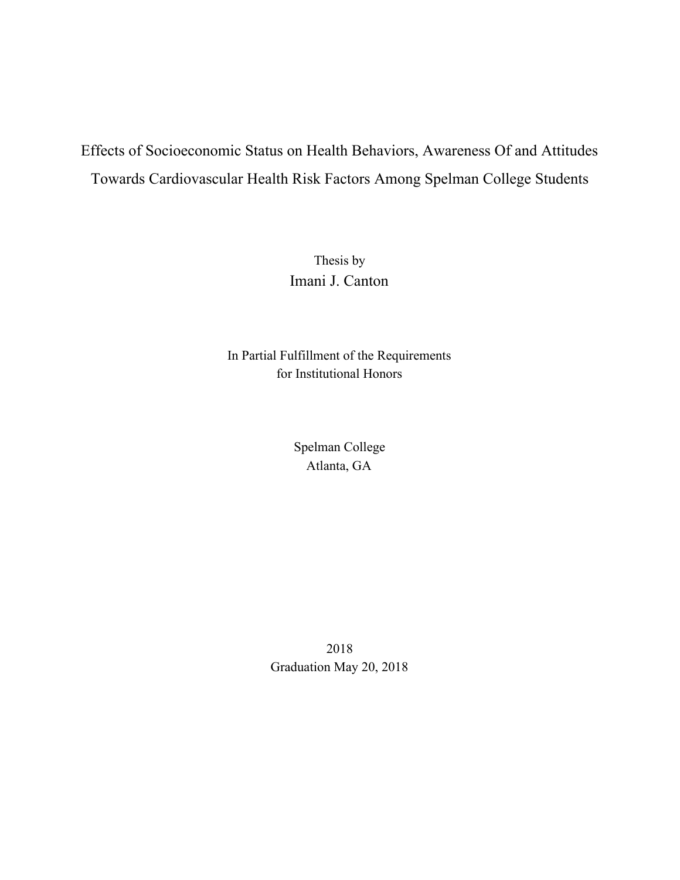# Effects of Socioeconomic Status on Health Behaviors, Awareness Of and Attitudes Towards Cardiovascular Health Risk Factors Among Spelman College Students

Thesis by

Imani J. Canton

In Partial Fulfillment of the Requirements
for Institutional Honors

Spelman College
Atlanta, GA

2018
Graduation May 20, 2018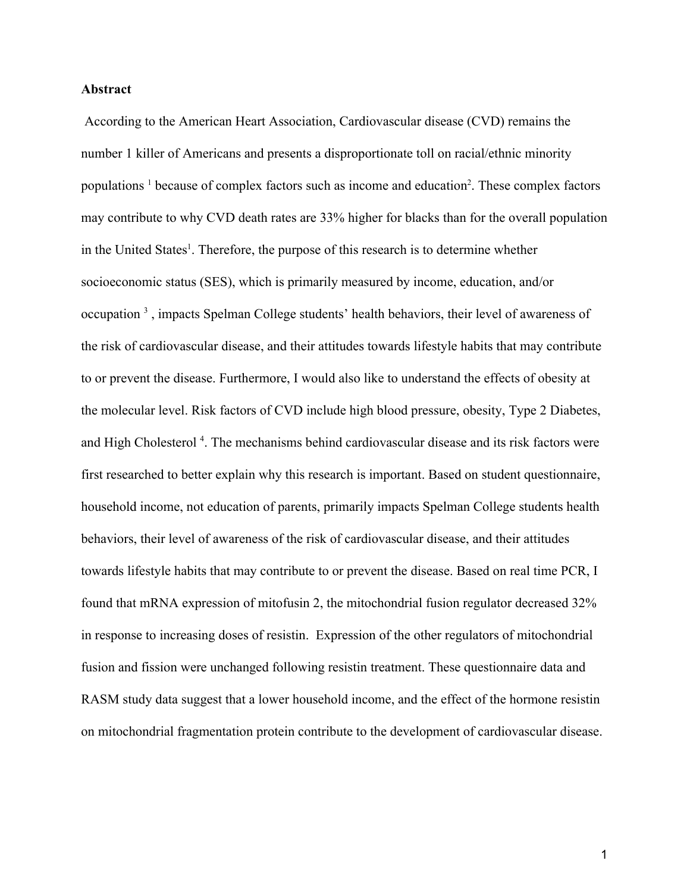**Abstract**

According to the American Heart Association, Cardiovascular disease (CVD) remains the number 1 killer of Americans and presents a disproportionate toll on racial/ethnic minority populations [1] because of complex factors such as income and education[2]. These complex factors may contribute to why CVD death rates are 33% higher for blacks than for the overall population in the United States[1]. Therefore, the purpose of this research is to determine whether socioeconomic status (SES), which is primarily measured by income, education, and/or occupation [3] , impacts Spelman College students' health behaviors, their level of awareness of the risk of cardiovascular disease, and their attitudes towards lifestyle habits that may contribute to or prevent the disease. Furthermore, I would also like to understand the effects of obesity at the molecular level. Risk factors of CVD include high blood pressure, obesity, Type 2 Diabetes, and High Cholesterol [4]. The mechanisms behind cardiovascular disease and its risk factors were first researched to better explain why this research is important. Based on student questionnaire, household income, not education of parents, primarily impacts Spelman College students health behaviors, their level of awareness of the risk of cardiovascular disease, and their attitudes towards lifestyle habits that may contribute to or prevent the disease. Based on real time PCR, I found that mRNA expression of mitofusin 2, the mitochondrial fusion regulator decreased 32% in response to increasing doses of resistin. Expression of the other regulators of mitochondrial fusion and fission were unchanged following resistin treatment. These questionnaire data and RASM study data suggest that a lower household income, and the effect of the hormone resistin on mitochondrial fragmentation protein contribute to the development of cardiovascular disease.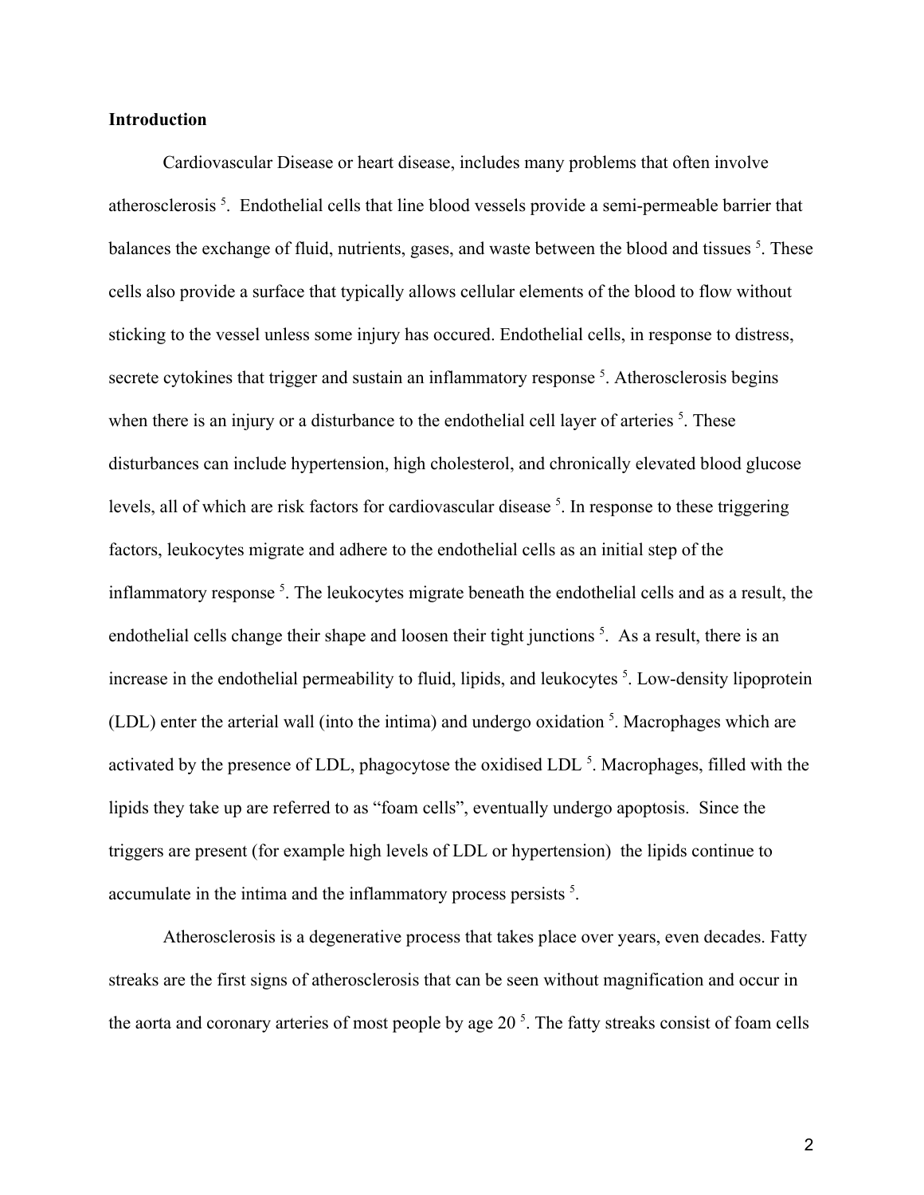**Introduction**

Cardiovascular Disease or heart disease, includes many problems that often involve atherosclerosis [5]. Endothelial cells that line blood vessels provide a semi-permeable barrier that balances the exchange of fluid, nutrients, gases, and waste between the blood and tissues [5]. These cells also provide a surface that typically allows cellular elements of the blood to flow without sticking to the vessel unless some injury has occured. Endothelial cells, in response to distress, secrete cytokines that trigger and sustain an inflammatory response [5]. Atherosclerosis begins when there is an injury or a disturbance to the endothelial cell layer of arteries [5]. These disturbances can include hypertension, high cholesterol, and chronically elevated blood glucose levels, all of which are risk factors for cardiovascular disease [5]. In response to these triggering factors, leukocytes migrate and adhere to the endothelial cells as an initial step of the inflammatory response [5]. The leukocytes migrate beneath the endothelial cells and as a result, the endothelial cells change their shape and loosen their tight junctions [5]. As a result, there is an increase in the endothelial permeability to fluid, lipids, and leukocytes [5]. Low-density lipoprotein (LDL) enter the arterial wall (into the intima) and undergo oxidation [5]. Macrophages which are activated by the presence of LDL, phagocytose the oxidised LDL [5]. Macrophages, filled with the lipids they take up are referred to as "foam cells", eventually undergo apoptosis. Since the triggers are present (for example high levels of LDL or hypertension) the lipids continue to accumulate in the intima and the inflammatory process persists [5].

Atherosclerosis is a degenerative process that takes place over years, even decades. Fatty streaks are the first signs of atherosclerosis that can be seen without magnification and occur in the aorta and coronary arteries of most people by age 20 [5]. The fatty streaks consist of foam cells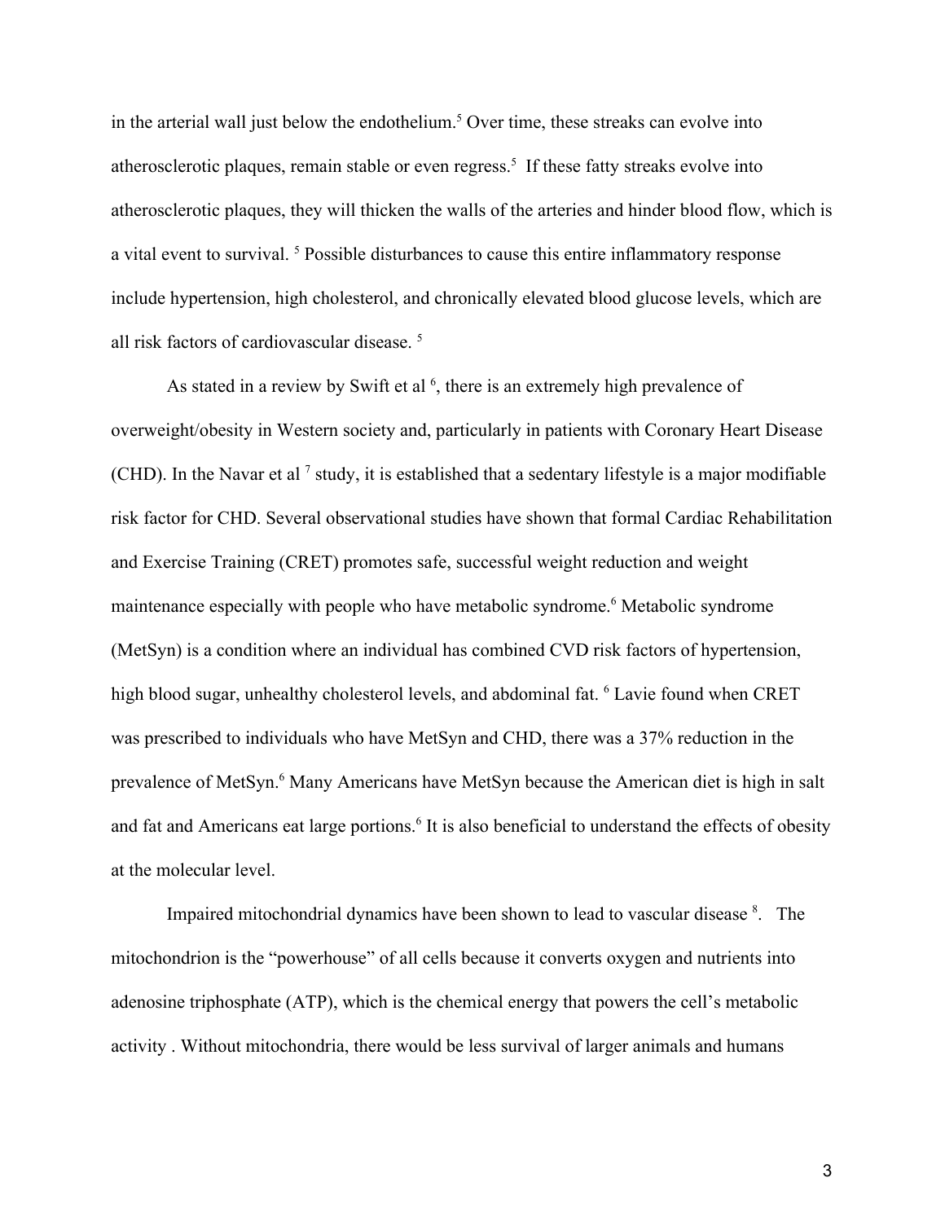in the arterial wall just below the endothelium.[5] Over time, these streaks can evolve into atherosclerotic plaques, remain stable or even regress.[5] If these fatty streaks evolve into atherosclerotic plaques, they will thicken the walls of the arteries and hinder blood flow, which is a vital event to survival. [5] Possible disturbances to cause this entire inflammatory response include hypertension, high cholesterol, and chronically elevated blood glucose levels, which are all risk factors of cardiovascular disease. [5]

As stated in a review by Swift et al [6], there is an extremely high prevalence of overweight/obesity in Western society and, particularly in patients with Coronary Heart Disease (CHD). In the Navar et al [7] study, it is established that a sedentary lifestyle is a major modifiable risk factor for CHD. Several observational studies have shown that formal Cardiac Rehabilitation and Exercise Training (CRET) promotes safe, successful weight reduction and weight maintenance especially with people who have metabolic syndrome.[6] Metabolic syndrome (MetSyn) is a condition where an individual has combined CVD risk factors of hypertension, high blood sugar, unhealthy cholesterol levels, and abdominal fat. [6] Lavie found when CRET was prescribed to individuals who have MetSyn and CHD, there was a 37% reduction in the prevalence of MetSyn.[6] Many Americans have MetSyn because the American diet is high in salt and fat and Americans eat large portions.[6] It is also beneficial to understand the effects of obesity at the molecular level.

Impaired mitochondrial dynamics have been shown to lead to vascular disease [8]. The mitochondrion is the "powerhouse" of all cells because it converts oxygen and nutrients into adenosine triphosphate (ATP), which is the chemical energy that powers the cell's metabolic activity . Without mitochondria, there would be less survival of larger animals and humans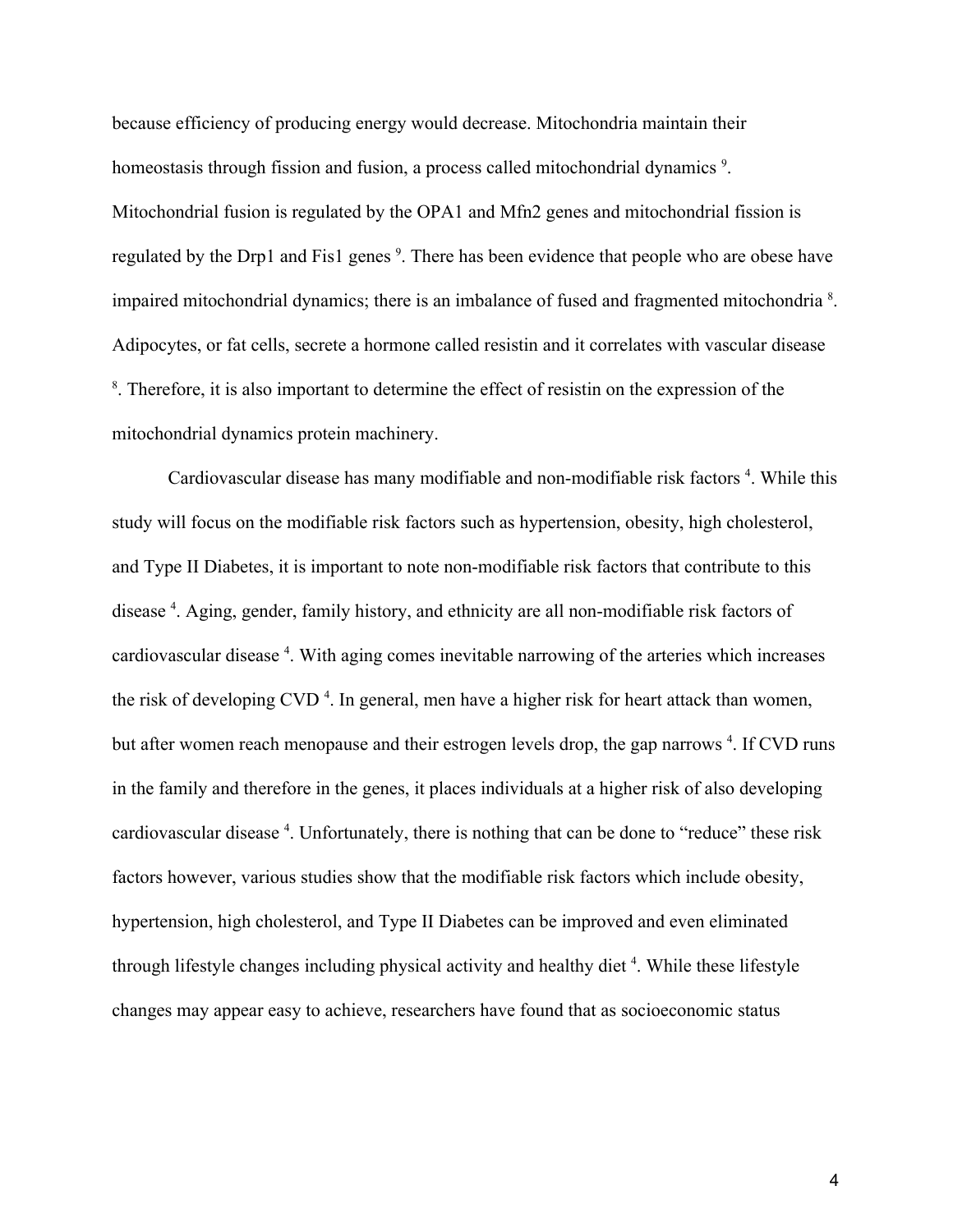because efficiency of producing energy would decrease. Mitochondria maintain their homeostasis through fission and fusion, a process called mitochondrial dynamics [9]. Mitochondrial fusion is regulated by the OPA1 and Mfn2 genes and mitochondrial fission is regulated by the Drp1 and Fis1 genes [9]. There has been evidence that people who are obese have impaired mitochondrial dynamics; there is an imbalance of fused and fragmented mitochondria [8]. Adipocytes, or fat cells, secrete a hormone called resistin and it correlates with vascular disease [8]. Therefore, it is also important to determine the effect of resistin on the expression of the mitochondrial dynamics protein machinery.

Cardiovascular disease has many modifiable and non-modifiable risk factors [4]. While this study will focus on the modifiable risk factors such as hypertension, obesity, high cholesterol, and Type II Diabetes, it is important to note non-modifiable risk factors that contribute to this disease [4]. Aging, gender, family history, and ethnicity are all non-modifiable risk factors of cardiovascular disease [4]. With aging comes inevitable narrowing of the arteries which increases the risk of developing CVD [4]. In general, men have a higher risk for heart attack than women, but after women reach menopause and their estrogen levels drop, the gap narrows [4]. If CVD runs in the family and therefore in the genes, it places individuals at a higher risk of also developing cardiovascular disease [4]. Unfortunately, there is nothing that can be done to "reduce" these risk factors however, various studies show that the modifiable risk factors which include obesity, hypertension, high cholesterol, and Type II Diabetes can be improved and even eliminated through lifestyle changes including physical activity and healthy diet [4]. While these lifestyle changes may appear easy to achieve, researchers have found that as socioeconomic status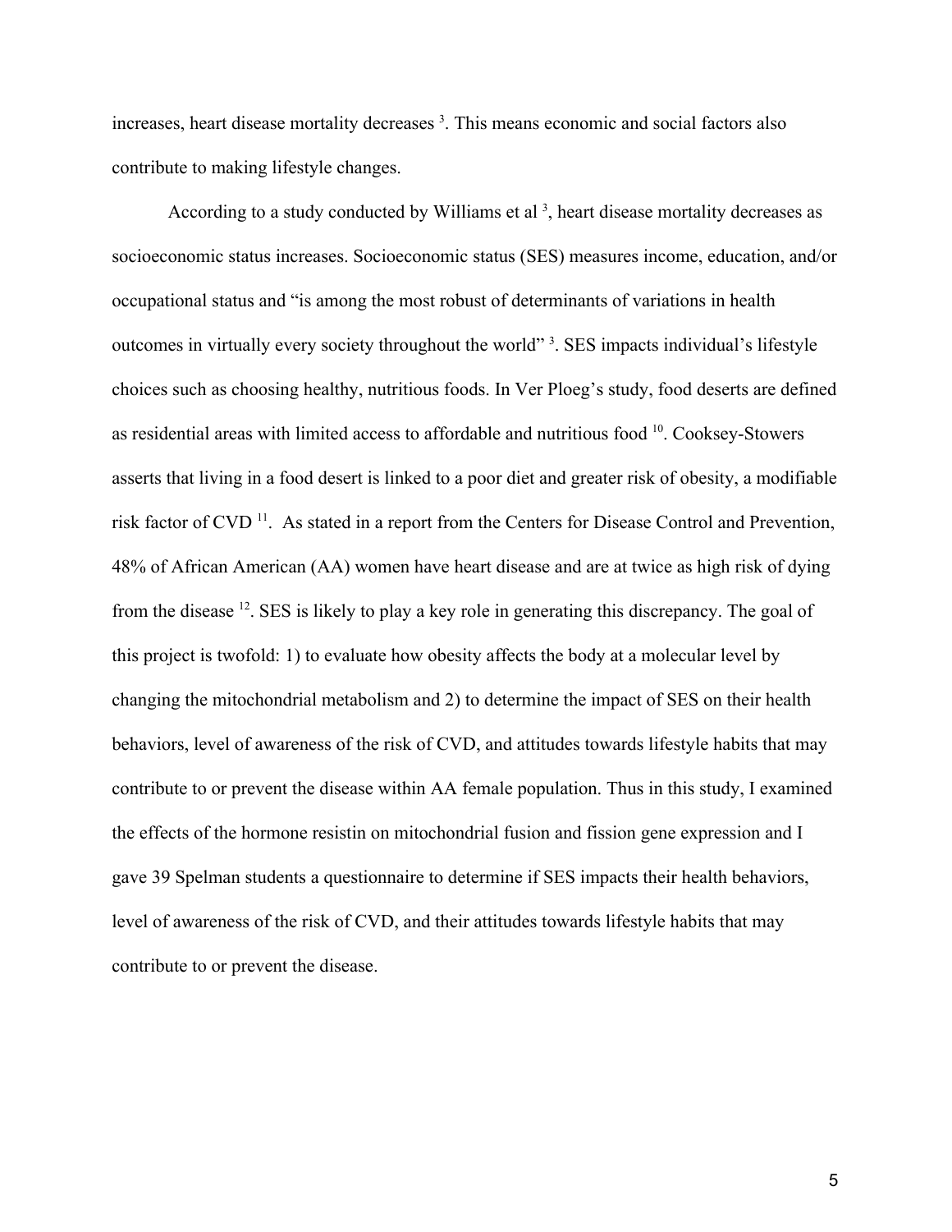increases, heart disease mortality decreases [3]. This means economic and social factors also contribute to making lifestyle changes.

According to a study conducted by Williams et al [3], heart disease mortality decreases as socioeconomic status increases. Socioeconomic status (SES) measures income, education, and/or occupational status and "is among the most robust of determinants of variations in health outcomes in virtually every society throughout the world" [3]. SES impacts individual's lifestyle choices such as choosing healthy, nutritious foods. In Ver Ploeg's study, food deserts are defined as residential areas with limited access to affordable and nutritious food [10]. Cooksey-Stowers asserts that living in a food desert is linked to a poor diet and greater risk of obesity, a modifiable risk factor of CVD [11]. As stated in a report from the Centers for Disease Control and Prevention, 48% of African American (AA) women have heart disease and are at twice as high risk of dying from the disease [12]. SES is likely to play a key role in generating this discrepancy. The goal of this project is twofold: 1) to evaluate how obesity affects the body at a molecular level by changing the mitochondrial metabolism and 2) to determine the impact of SES on their health behaviors, level of awareness of the risk of CVD, and attitudes towards lifestyle habits that may contribute to or prevent the disease within AA female population. Thus in this study, I examined the effects of the hormone resistin on mitochondrial fusion and fission gene expression and I gave 39 Spelman students a questionnaire to determine if SES impacts their health behaviors, level of awareness of the risk of CVD, and their attitudes towards lifestyle habits that may contribute to or prevent the disease.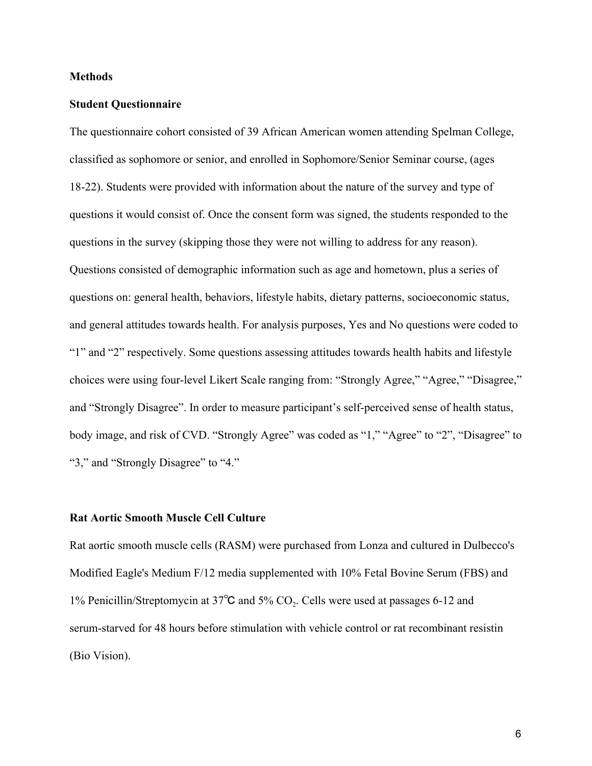## Methods

### Student Questionnaire

The questionnaire cohort consisted of 39 African American women attending Spelman College, classified as sophomore or senior, and enrolled in Sophomore/Senior Seminar course, (ages 18-22). Students were provided with information about the nature of the survey and type of questions it would consist of. Once the consent form was signed, the students responded to the questions in the survey (skipping those they were not willing to address for any reason). Questions consisted of demographic information such as age and hometown, plus a series of questions on: general health, behaviors, lifestyle habits, dietary patterns, socioeconomic status, and general attitudes towards health. For analysis purposes, Yes and No questions were coded to "1" and "2" respectively. Some questions assessing attitudes towards health habits and lifestyle choices were using four-level Likert Scale ranging from: "Strongly Agree," "Agree," "Disagree," and "Strongly Disagree". In order to measure participant's self-perceived sense of health status, body image, and risk of CVD. "Strongly Agree" was coded as "1," "Agree" to "2", "Disagree" to "3," and "Strongly Disagree" to "4."

### Rat Aortic Smooth Muscle Cell Culture

Rat aortic smooth muscle cells (RASM) were purchased from Lonza and cultured in Dulbecco's Modified Eagle's Medium F/12 media supplemented with 10% Fetal Bovine Serum (FBS) and 1% Penicillin/Streptomycin at 37°C and 5% $CO_2$. Cells were used at passages 6-12 and serum-starved for 48 hours before stimulation with vehicle control or rat recombinant resistin (Bio Vision).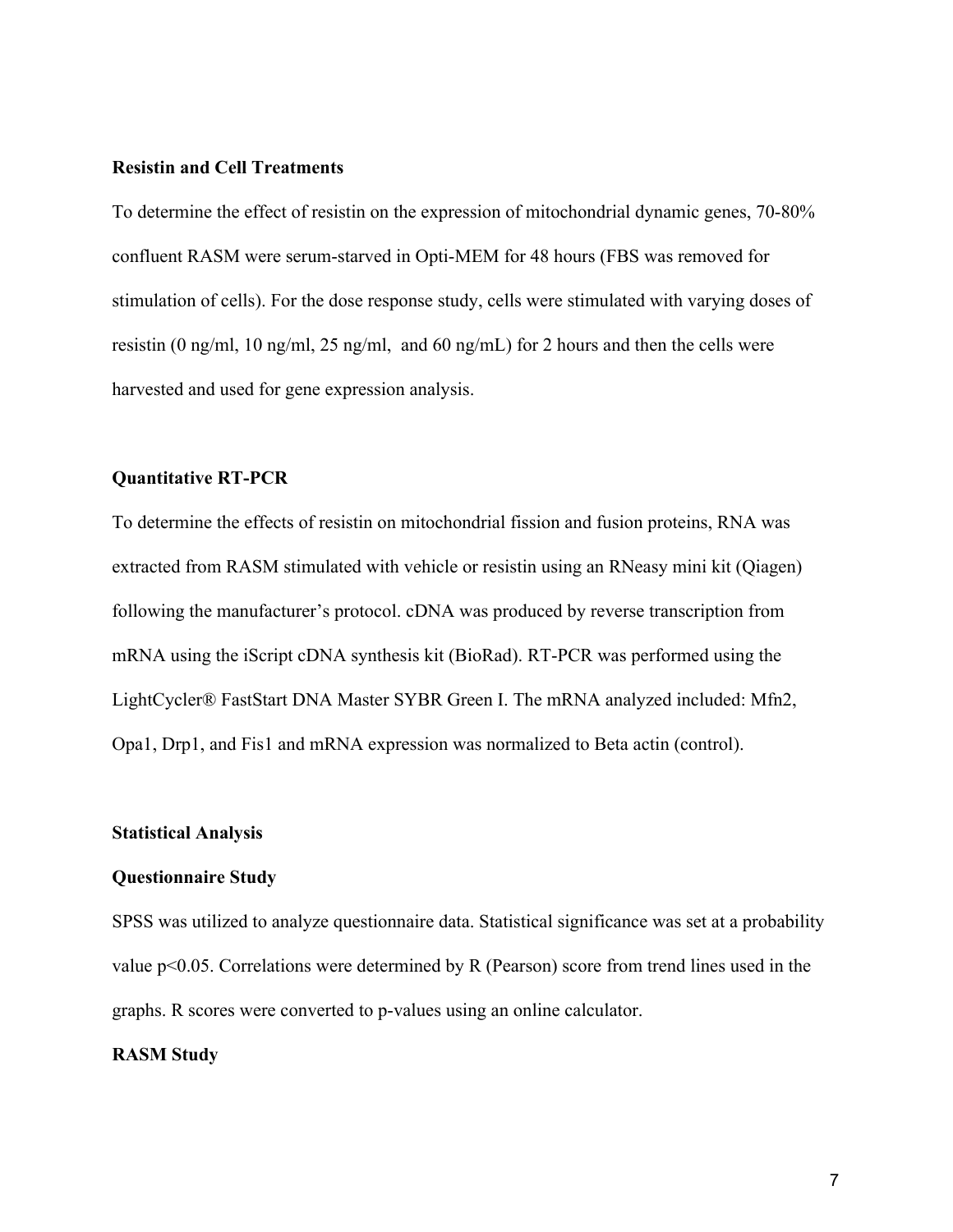**Resistin and Cell Treatments**

To determine the effect of resistin on the expression of mitochondrial dynamic genes, 70-80% confluent RASM were serum-starved in Opti-MEM for 48 hours (FBS was removed for stimulation of cells). For the dose response study, cells were stimulated with varying doses of resistin (0 ng/ml, 10 ng/ml, 25 ng/ml, and 60 ng/mL) for 2 hours and then the cells were harvested and used for gene expression analysis.

**Quantitative RT-PCR**

To determine the effects of resistin on mitochondrial fission and fusion proteins, RNA was extracted from RASM stimulated with vehicle or resistin using an RNeasy mini kit (Qiagen) following the manufacturer's protocol. cDNA was produced by reverse transcription from mRNA using the iScript cDNA synthesis kit (BioRad). RT-PCR was performed using the LightCycler® FastStart DNA Master SYBR Green I. The mRNA analyzed included: Mfn2, Opa1, Drp1, and Fis1 and mRNA expression was normalized to Beta actin (control).

**Statistical Analysis**

**Questionnaire Study**

SPSS was utilized to analyze questionnaire data. Statistical significance was set at a probability value $p<0.05$. Correlations were determined by R (Pearson) score from trend lines used in the graphs. R scores were converted to p-values using an online calculator.

**RASM Study**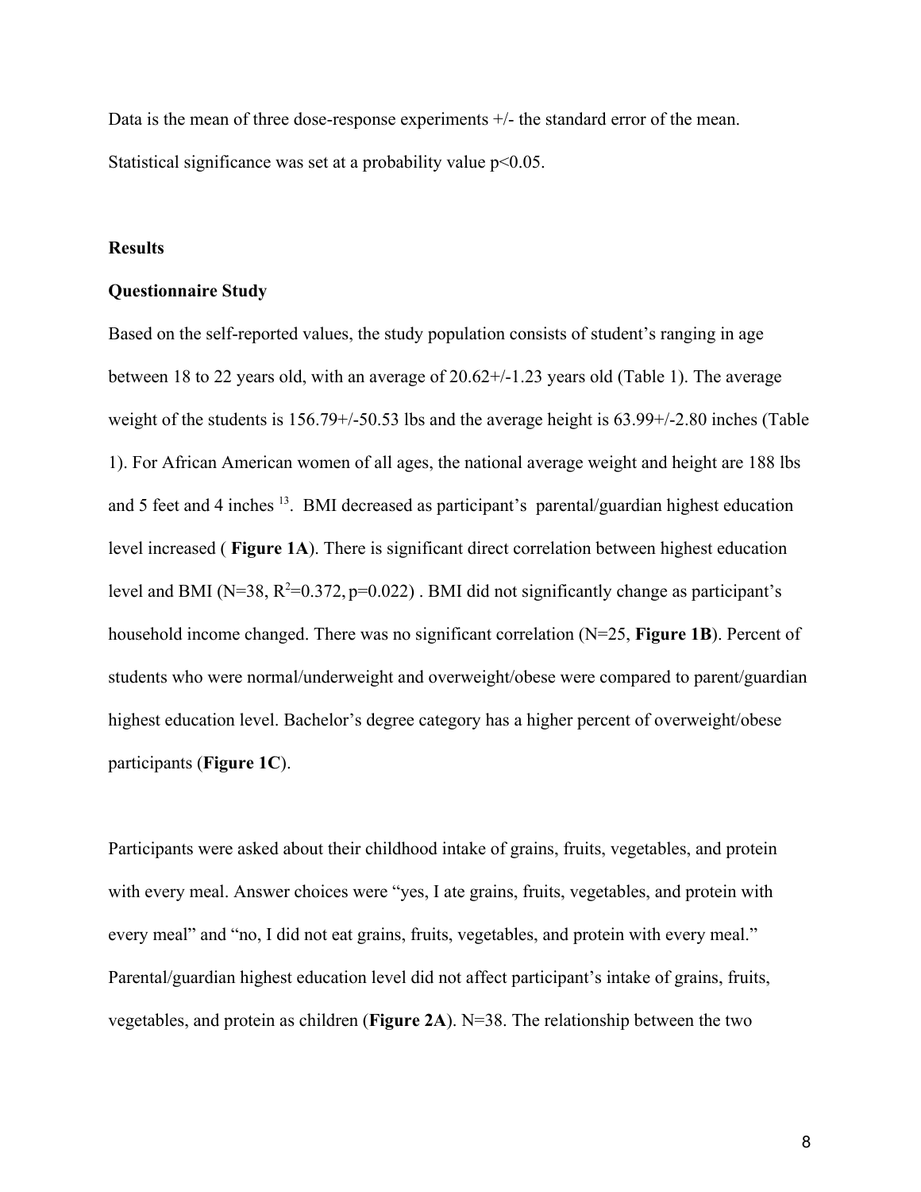Data is the mean of three dose-response experiments +/- the standard error of the mean. Statistical significance was set at a probability value $p<0.05$.

## Results

### Questionnaire Study

Based on the self-reported values, the study population consists of student's ranging in age between 18 to 22 years old, with an average of 20.62+/-1.23 years old (Table 1). The average weight of the students is 156.79+/-50.53 lbs and the average height is 63.99+/-2.80 inches (Table 1). For African American women of all ages, the national average weight and height are 188 lbs and 5 feet and 4 inches [13]. BMI decreased as participant's parental/guardian highest education level increased ( **Figure 1A**). There is significant direct correlation between highest education level and BMI (N=38, $R^2=0.372, p=0.022$) . BMI did not significantly change as participant's household income changed. There was no significant correlation (N=25, **Figure 1B**). Percent of students who were normal/underweight and overweight/obese were compared to parent/guardian highest education level. Bachelor's degree category has a higher percent of overweight/obese participants (**Figure 1C**).

Participants were asked about their childhood intake of grains, fruits, vegetables, and protein with every meal. Answer choices were "yes, I ate grains, fruits, vegetables, and protein with every meal" and "no, I did not eat grains, fruits, vegetables, and protein with every meal." Parental/guardian highest education level did not affect participant's intake of grains, fruits, vegetables, and protein as children (**Figure 2A**). N=38. The relationship between the two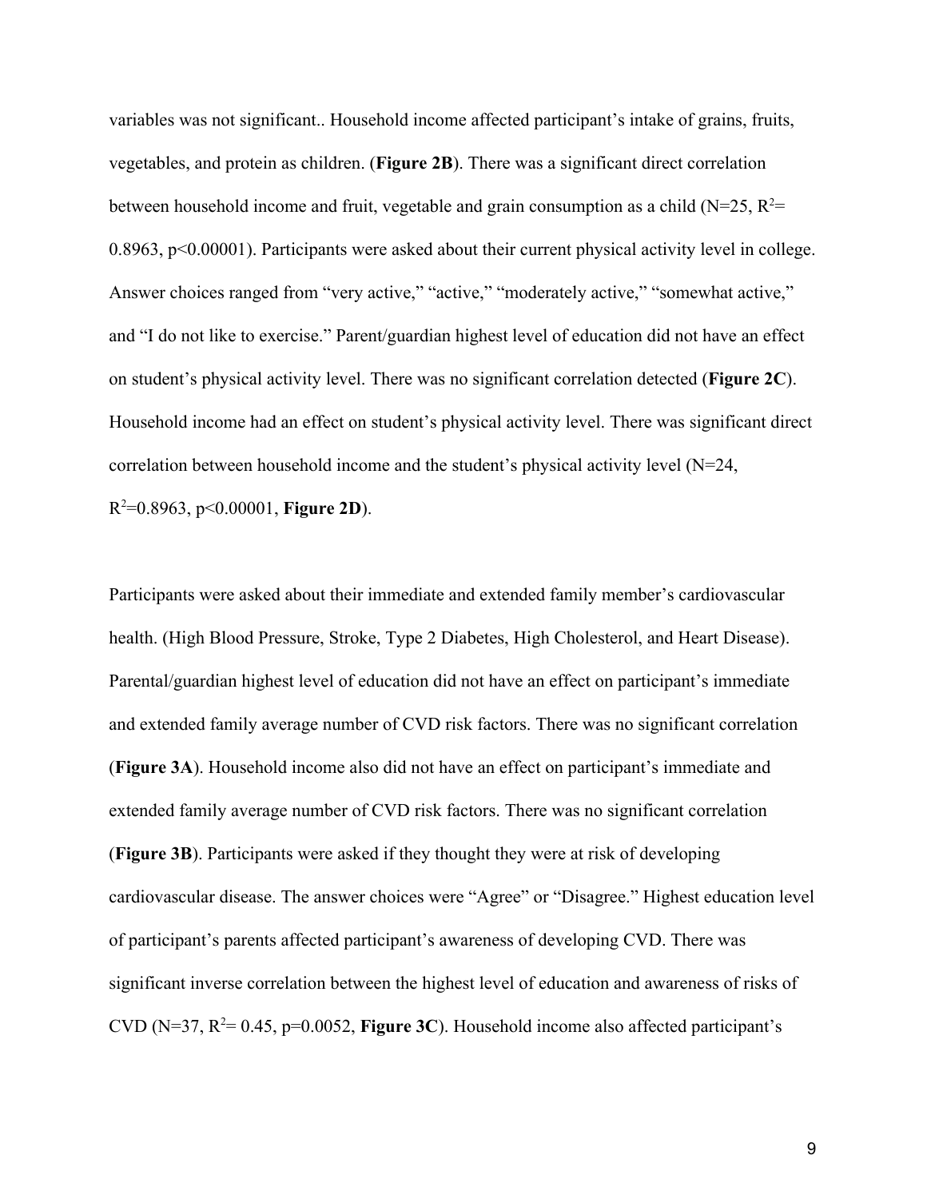variables was not significant.. Household income affected participant's intake of grains, fruits, vegetables, and protein as children. (**Figure 2B**). There was a significant direct correlation between household income and fruit, vegetable and grain consumption as a child (N=25, $R^2$= 0.8963, p<0.00001). Participants were asked about their current physical activity level in college. Answer choices ranged from "very active," "active," "moderately active," "somewhat active," and "I do not like to exercise." Parent/guardian highest level of education did not have an effect on student's physical activity level. There was no significant correlation detected (**Figure 2C**). Household income had an effect on student's physical activity level. There was significant direct correlation between household income and the student's physical activity level (N=24, $R^2$=0.8963, p<0.00001, **Figure 2D**).

Participants were asked about their immediate and extended family member's cardiovascular health. (High Blood Pressure, Stroke, Type 2 Diabetes, High Cholesterol, and Heart Disease). Parental/guardian highest level of education did not have an effect on participant's immediate and extended family average number of CVD risk factors. There was no significant correlation (**Figure 3A**). Household income also did not have an effect on participant's immediate and extended family average number of CVD risk factors. There was no significant correlation (**Figure 3B**). Participants were asked if they thought they were at risk of developing cardiovascular disease. The answer choices were "Agree" or "Disagree." Highest education level of participant's parents affected participant's awareness of developing CVD. There was significant inverse correlation between the highest level of education and awareness of risks of CVD (N=37, $R^2$= 0.45, p=0.0052, **Figure 3C**). Household income also affected participant's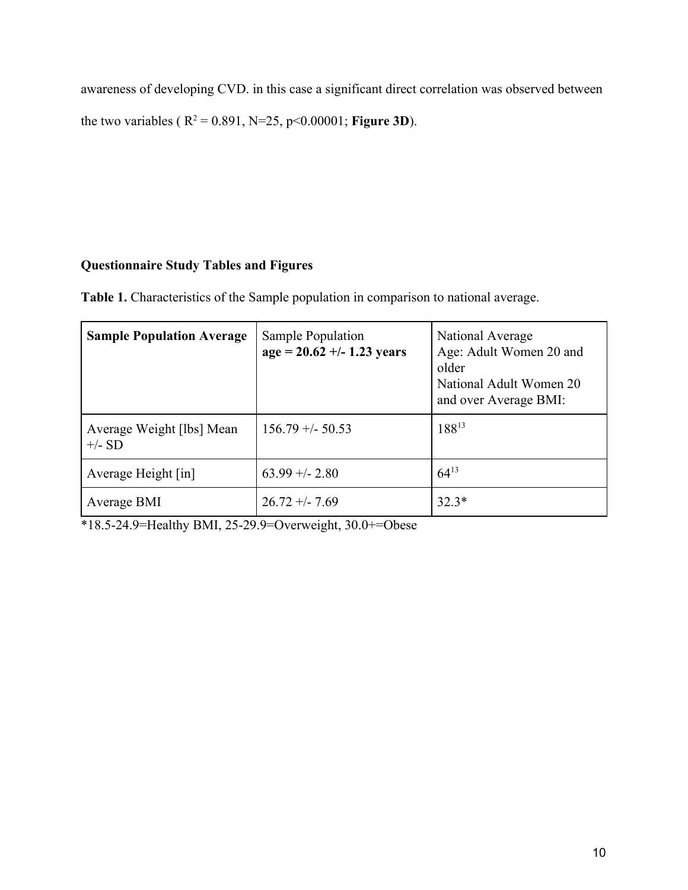awareness of developing CVD. in this case a significant direct correlation was observed between the two variables ( $R^2 = 0.891$, N=25, $p<0.00001$; **Figure 3D**).

**Questionnaire Study Tables and Figures**

**Table 1.** Characteristics of the Sample population in comparison to national average.

| **Sample Population Average** | Sample Population **age = 20.62 +/- 1.23 years** | National Average Age: Adult Women 20 and older National Adult Women 20 and over Average BMI: |
|---|---|---|
| Average Weight [lbs] Mean +/- SD | 156.79 +/- 50.53 | 188[13] |
| Average Height [in] | 63.99 +/- 2.80 | 64[13] |
| Average BMI | 26.72 +/- 7.69 | 32.3* |

*18.5-24.9=Healthy BMI, 25-29.9=Overweight, 30.0+=Obese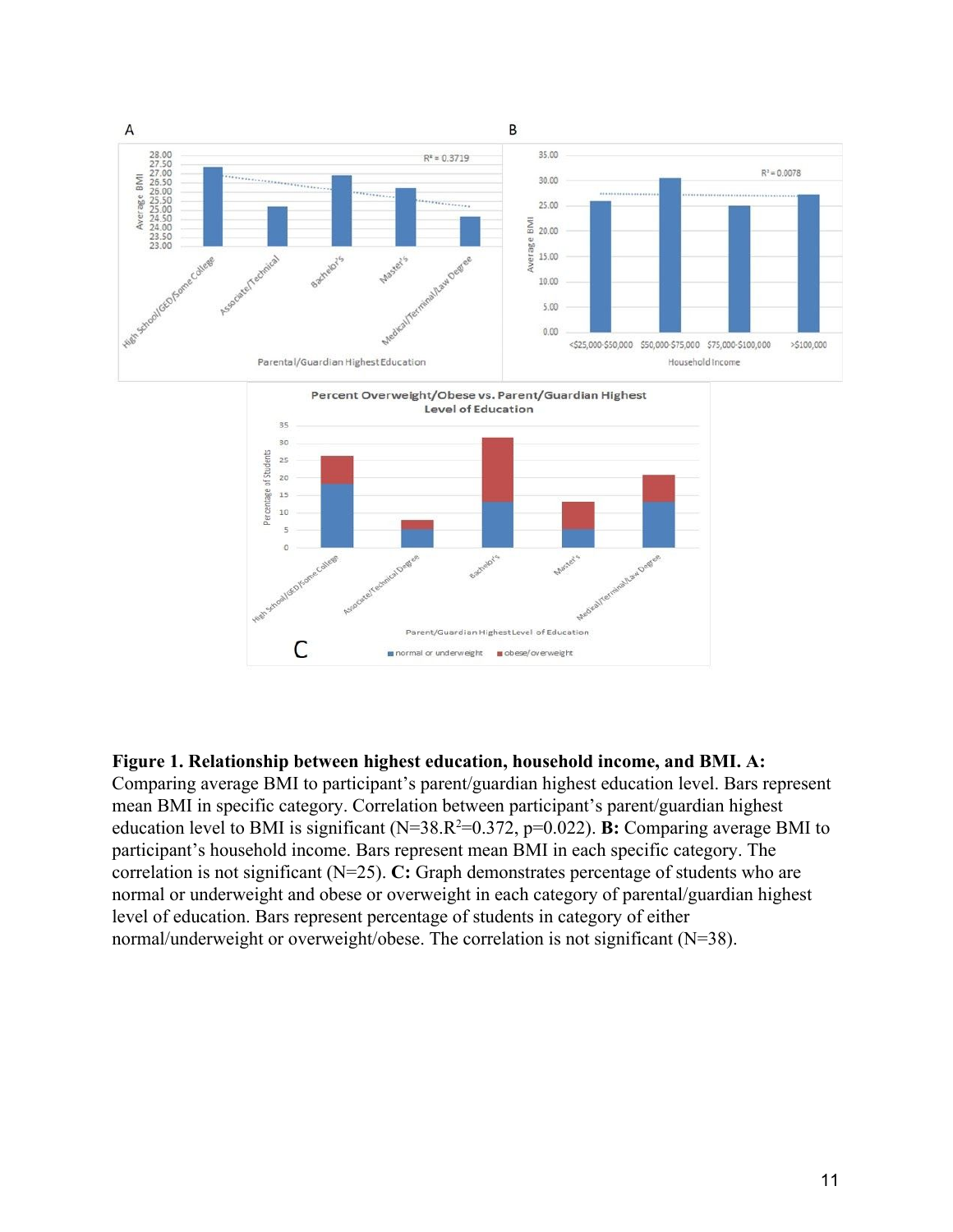**Figure 1. Relationship between highest education, household income, and BMI. A:** Comparing average BMI to participant's parent/guardian highest education level. Bars represent mean BMI in specific category. Correlation between participant's parent/guardian highest education level to BMI is significant (N=38. $R^2$=0.372, p=0.022). **B:** Comparing average BMI to participant's household income. Bars represent mean BMI in each specific category. The correlation is not significant (N=25). **C:** Graph demonstrates percentage of students who are normal or underweight and obese or overweight in each category of parental/guardian highest level of education. Bars represent percentage of students in category of either normal/underweight or overweight/obese. The correlation is not significant (N=38).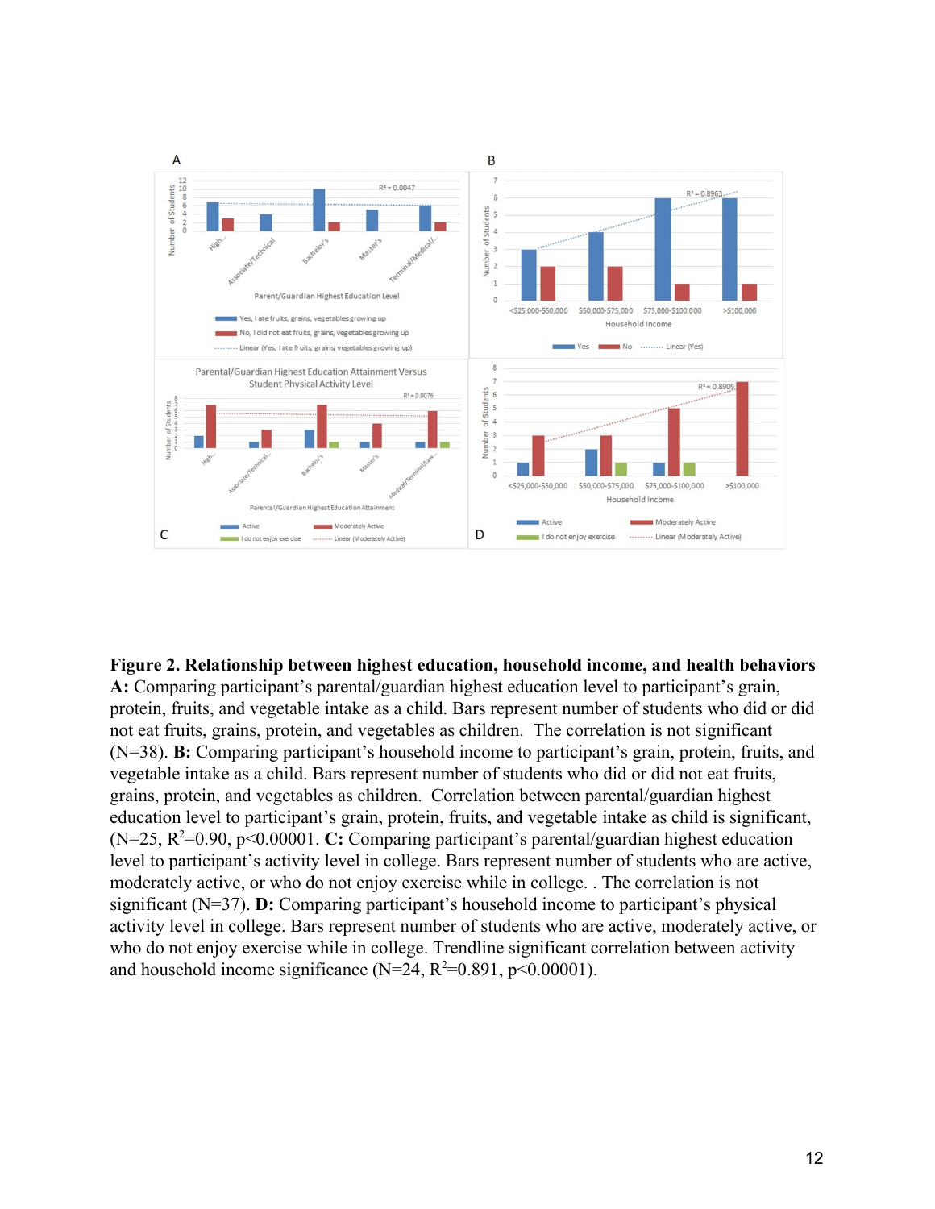**Figure 2. Relationship between highest education, household income, and health behaviors A:** Comparing participant's parental/guardian highest education level to participant's grain, protein, fruits, and vegetable intake as a child. Bars represent number of students who did or did not eat fruits, grains, protein, and vegetables as children. The correlation is not significant (N=38). **B:** Comparing participant's household income to participant's grain, protein, fruits, and vegetable intake as a child. Bars represent number of students who did or did not eat fruits, grains, protein, and vegetables as children. Correlation between parental/guardian highest education level to participant's grain, protein, fruits, and vegetable intake as child is significant, (N=25, $R^2$=0.90, $p<0.00001$. **C:** Comparing participant's parental/guardian highest education level to participant's activity level in college. Bars represent number of students who are active, moderately active, or who do not enjoy exercise while in college. . The correlation is not significant (N=37). **D:** Comparing participant's household income to participant's physical activity level in college. Bars represent number of students who are active, moderately active, or who do not enjoy exercise while in college. Trendline significant correlation between activity and household income significance (N=24, $R^2$=0.891, $p<0.00001$).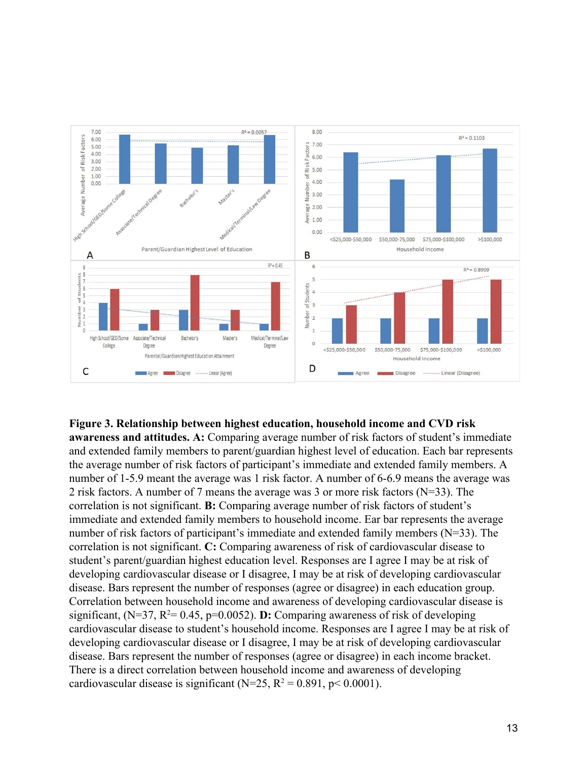**Figure 3. Relationship between highest education, household income and CVD risk awareness and attitudes. A:** Comparing average number of risk factors of student's immediate and extended family members to parent/guardian highest level of education. Each bar represents the average number of risk factors of participant's immediate and extended family members. A number of 1-5.9 meant the average was 1 risk factor. A number of 6-6.9 means the average was 2 risk factors. A number of 7 means the average was 3 or more risk factors (N=33). The correlation is not significant. **B:** Comparing average number of risk factors of student's immediate and extended family members to household income. Ear bar represents the average number of risk factors of participant's immediate and extended family members (N=33). The correlation is not significant. **C:** Comparing awareness of risk of cardiovascular disease to student's parent/guardian highest education level. Responses are I agree I may be at risk of developing cardiovascular disease or I disagree, I may be at risk of developing cardiovascular disease. Bars represent the number of responses (agree or disagree) in each education group. Correlation between household income and awareness of developing cardiovascular disease is significant, (N=37, $R^2$= 0.45, p=0.0052). **D:** Comparing awareness of risk of developing cardiovascular disease to student's household income. Responses are I agree I may be at risk of developing cardiovascular disease or I disagree, I may be at risk of developing cardiovascular disease. Bars represent the number of responses (agree or disagree) in each income bracket. There is a direct correlation between household income and awareness of developing cardiovascular disease is significant (N=25, $R^2$ = 0.891, p< 0.0001).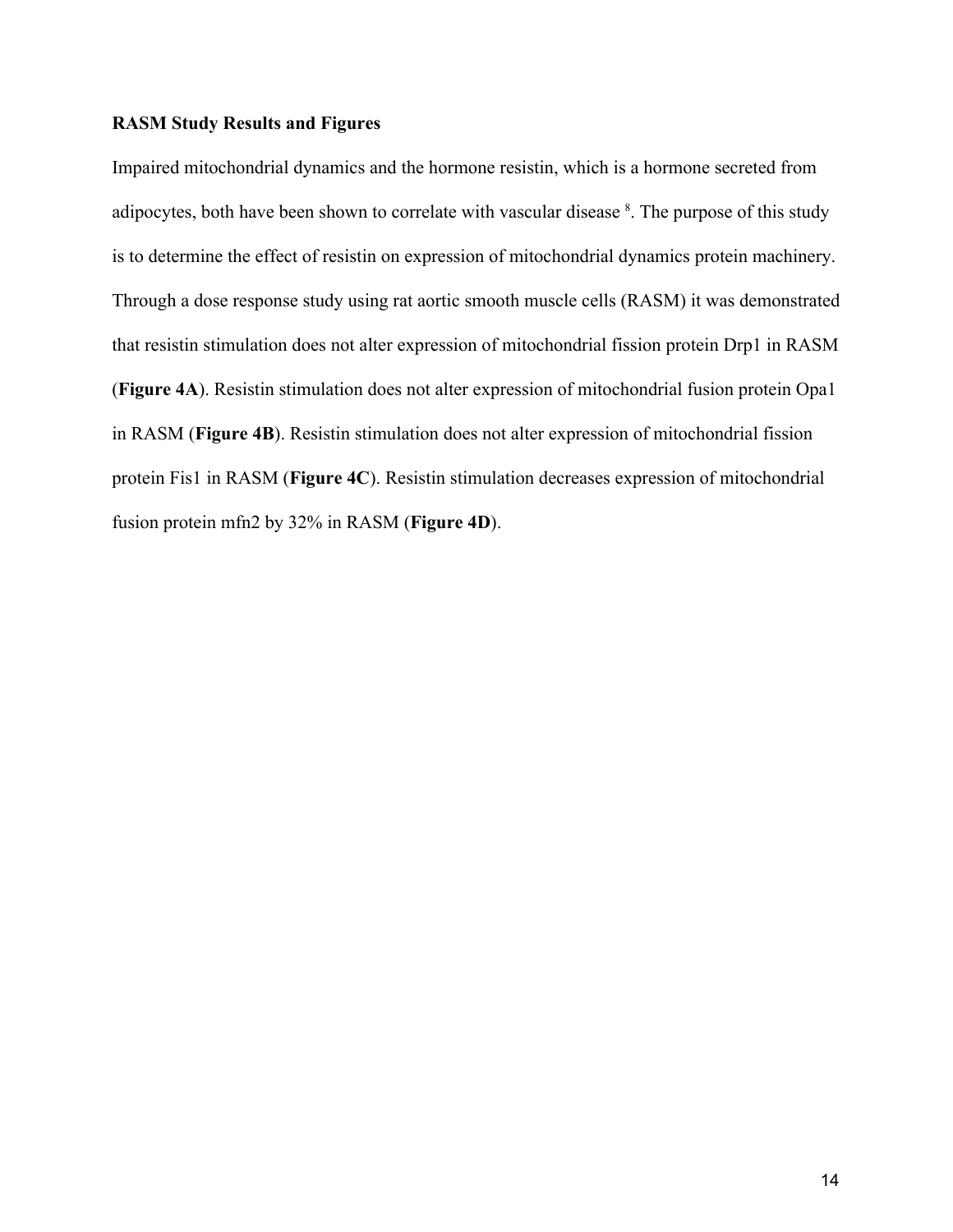**RASM Study Results and Figures**

Impaired mitochondrial dynamics and the hormone resistin, which is a hormone secreted from adipocytes, both have been shown to correlate with vascular disease [8]. The purpose of this study is to determine the effect of resistin on expression of mitochondrial dynamics protein machinery. Through a dose response study using rat aortic smooth muscle cells (RASM) it was demonstrated that resistin stimulation does not alter expression of mitochondrial fission protein Drp1 in RASM (**Figure 4A**). Resistin stimulation does not alter expression of mitochondrial fusion protein Opa1 in RASM (**Figure 4B**). Resistin stimulation does not alter expression of mitochondrial fission protein Fis1 in RASM (**Figure 4C**). Resistin stimulation decreases expression of mitochondrial fusion protein mfn2 by 32% in RASM (**Figure 4D**).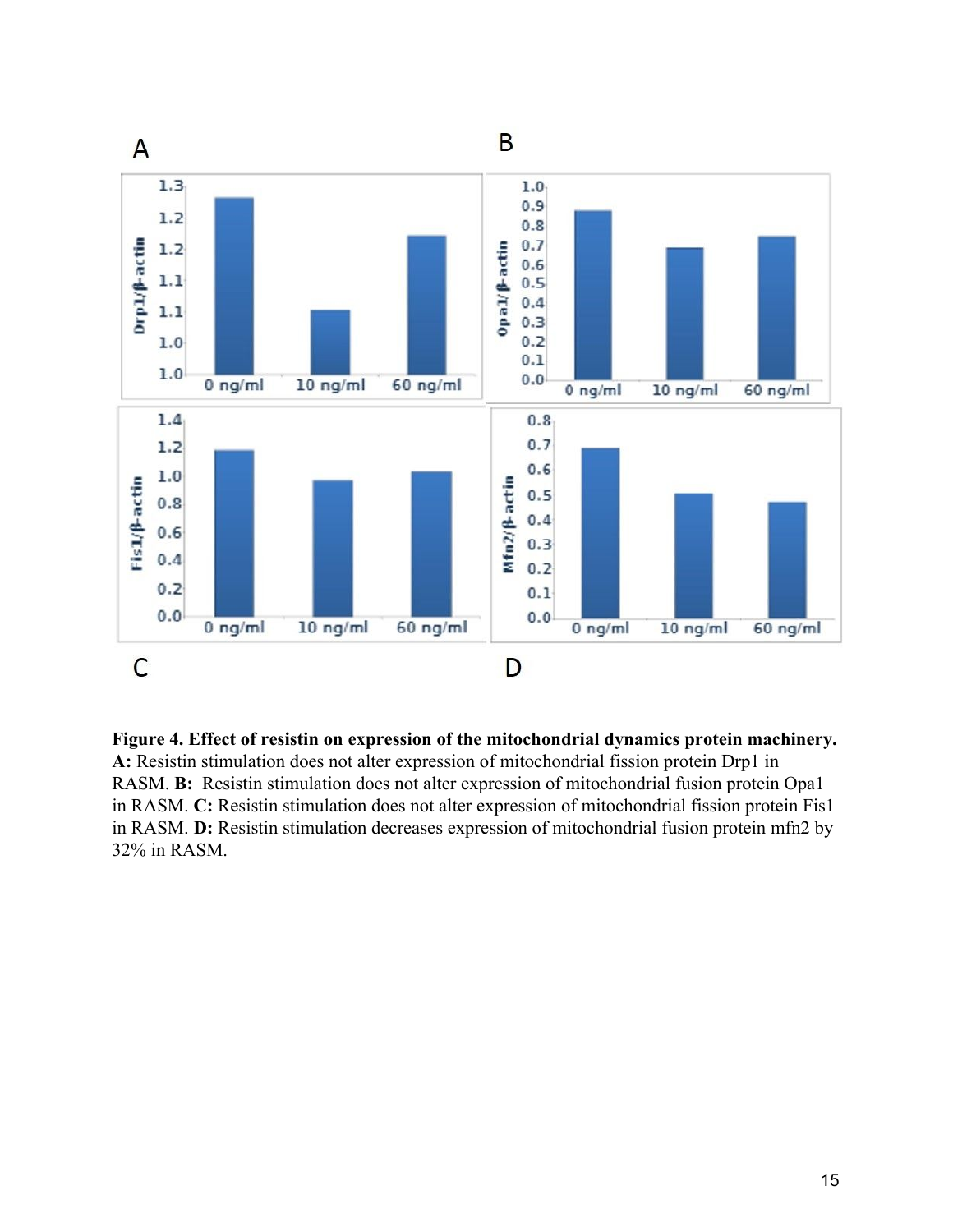**Figure 4. Effect of resistin on expression of the mitochondrial dynamics protein machinery.** **A:** Resistin stimulation does not alter expression of mitochondrial fission protein Drp1 in RASM. **B:** Resistin stimulation does not alter expression of mitochondrial fusion protein Opa1 in RASM. **C:** Resistin stimulation does not alter expression of mitochondrial fission protein Fis1 in RASM. **D:** Resistin stimulation decreases expression of mitochondrial fusion protein mfn2 by 32% in RASM.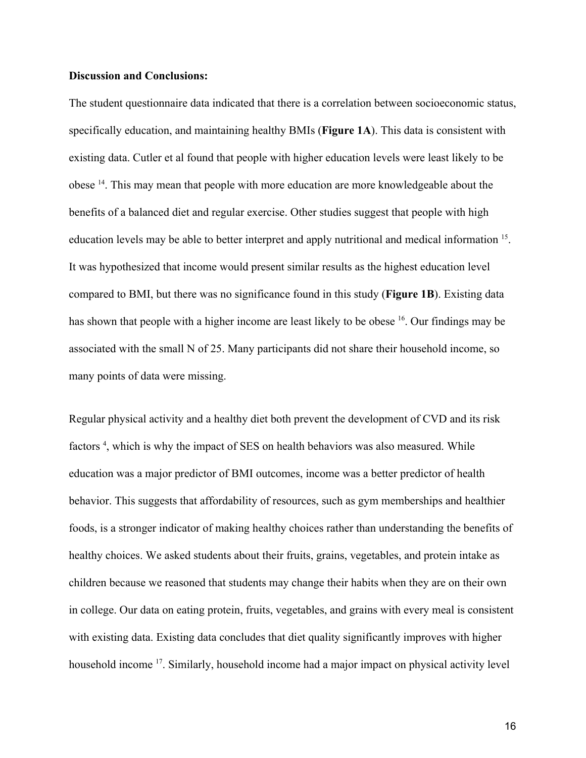**Discussion and Conclusions:**

The student questionnaire data indicated that there is a correlation between socioeconomic status, specifically education, and maintaining healthy BMIs (**Figure 1A**). This data is consistent with existing data. Cutler et al found that people with higher education levels were least likely to be obese [14]. This may mean that people with more education are more knowledgeable about the benefits of a balanced diet and regular exercise. Other studies suggest that people with high education levels may be able to better interpret and apply nutritional and medical information [15]. It was hypothesized that income would present similar results as the highest education level compared to BMI, but there was no significance found in this study (**Figure 1B**). Existing data has shown that people with a higher income are least likely to be obese [16]. Our findings may be associated with the small N of 25. Many participants did not share their household income, so many points of data were missing.

Regular physical activity and a healthy diet both prevent the development of CVD and its risk factors [4], which is why the impact of SES on health behaviors was also measured. While education was a major predictor of BMI outcomes, income was a better predictor of health behavior. This suggests that affordability of resources, such as gym memberships and healthier foods, is a stronger indicator of making healthy choices rather than understanding the benefits of healthy choices. We asked students about their fruits, grains, vegetables, and protein intake as children because we reasoned that students may change their habits when they are on their own in college. Our data on eating protein, fruits, vegetables, and grains with every meal is consistent with existing data. Existing data concludes that diet quality significantly improves with higher household income [17]. Similarly, household income had a major impact on physical activity level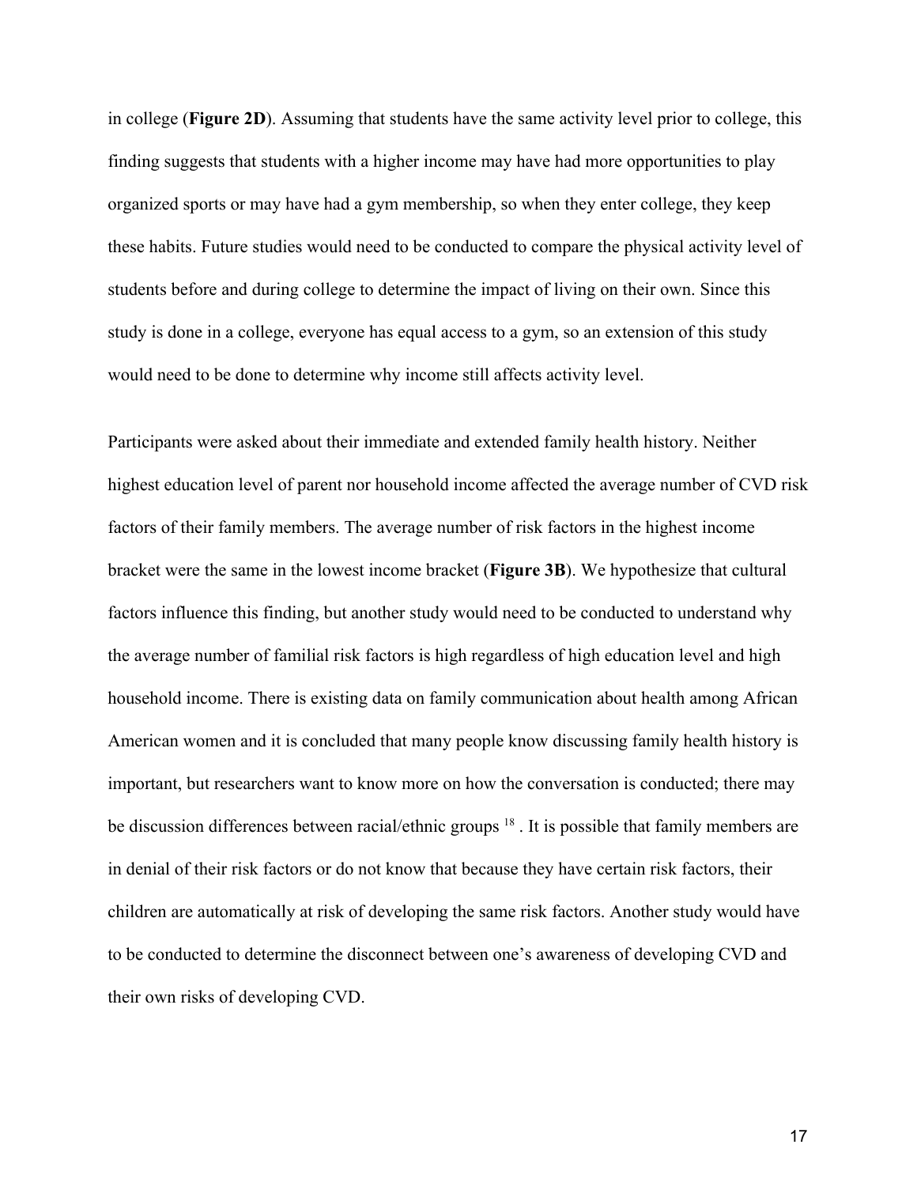in college (**Figure 2D**). Assuming that students have the same activity level prior to college, this finding suggests that students with a higher income may have had more opportunities to play organized sports or may have had a gym membership, so when they enter college, they keep these habits. Future studies would need to be conducted to compare the physical activity level of students before and during college to determine the impact of living on their own. Since this study is done in a college, everyone has equal access to a gym, so an extension of this study would need to be done to determine why income still affects activity level.

Participants were asked about their immediate and extended family health history. Neither highest education level of parent nor household income affected the average number of CVD risk factors of their family members. The average number of risk factors in the highest income bracket were the same in the lowest income bracket (**Figure 3B**). We hypothesize that cultural factors influence this finding, but another study would need to be conducted to understand why the average number of familial risk factors is high regardless of high education level and high household income. There is existing data on family communication about health among African American women and it is concluded that many people know discussing family health history is important, but researchers want to know more on how the conversation is conducted; there may be discussion differences between racial/ethnic groups [18] . It is possible that family members are in denial of their risk factors or do not know that because they have certain risk factors, their children are automatically at risk of developing the same risk factors. Another study would have to be conducted to determine the disconnect between one's awareness of developing CVD and their own risks of developing CVD.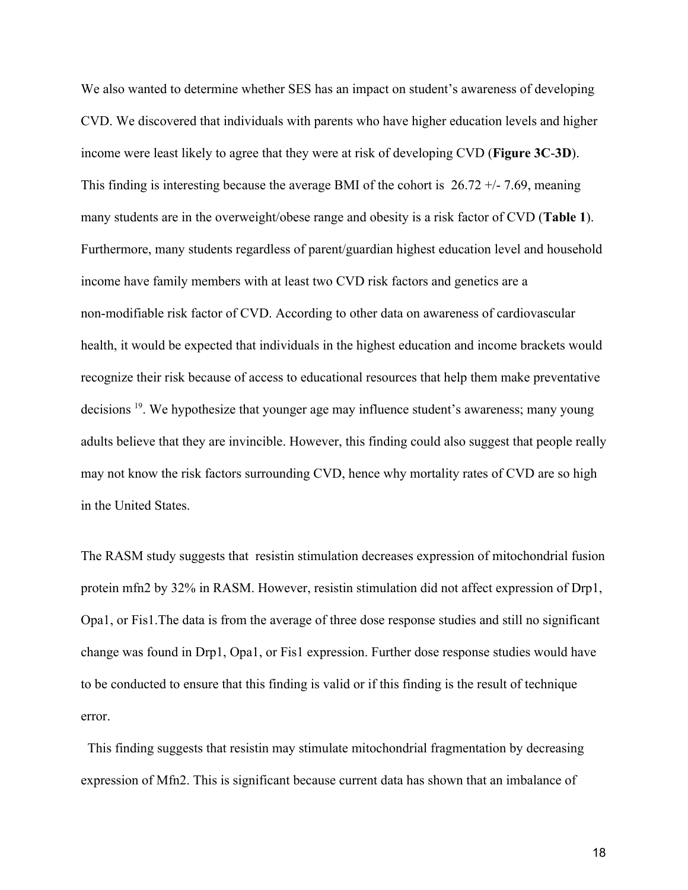We also wanted to determine whether SES has an impact on student's awareness of developing CVD. We discovered that individuals with parents who have higher education levels and higher income were least likely to agree that they were at risk of developing CVD (**Figure 3C**-**3D**). This finding is interesting because the average BMI of the cohort is 26.72 +/- 7.69, meaning many students are in the overweight/obese range and obesity is a risk factor of CVD (**Table 1**). Furthermore, many students regardless of parent/guardian highest education level and household income have family members with at least two CVD risk factors and genetics are a non-modifiable risk factor of CVD. According to other data on awareness of cardiovascular health, it would be expected that individuals in the highest education and income brackets would recognize their risk because of access to educational resources that help them make preventative decisions [19]. We hypothesize that younger age may influence student's awareness; many young adults believe that they are invincible. However, this finding could also suggest that people really may not know the risk factors surrounding CVD, hence why mortality rates of CVD are so high in the United States.

The RASM study suggests that resistin stimulation decreases expression of mitochondrial fusion protein mfn2 by 32% in RASM. However, resistin stimulation did not affect expression of Drp1, Opa1, or Fis1.The data is from the average of three dose response studies and still no significant change was found in Drp1, Opa1, or Fis1 expression. Further dose response studies would have to be conducted to ensure that this finding is valid or if this finding is the result of technique error.

This finding suggests that resistin may stimulate mitochondrial fragmentation by decreasing expression of Mfn2. This is significant because current data has shown that an imbalance of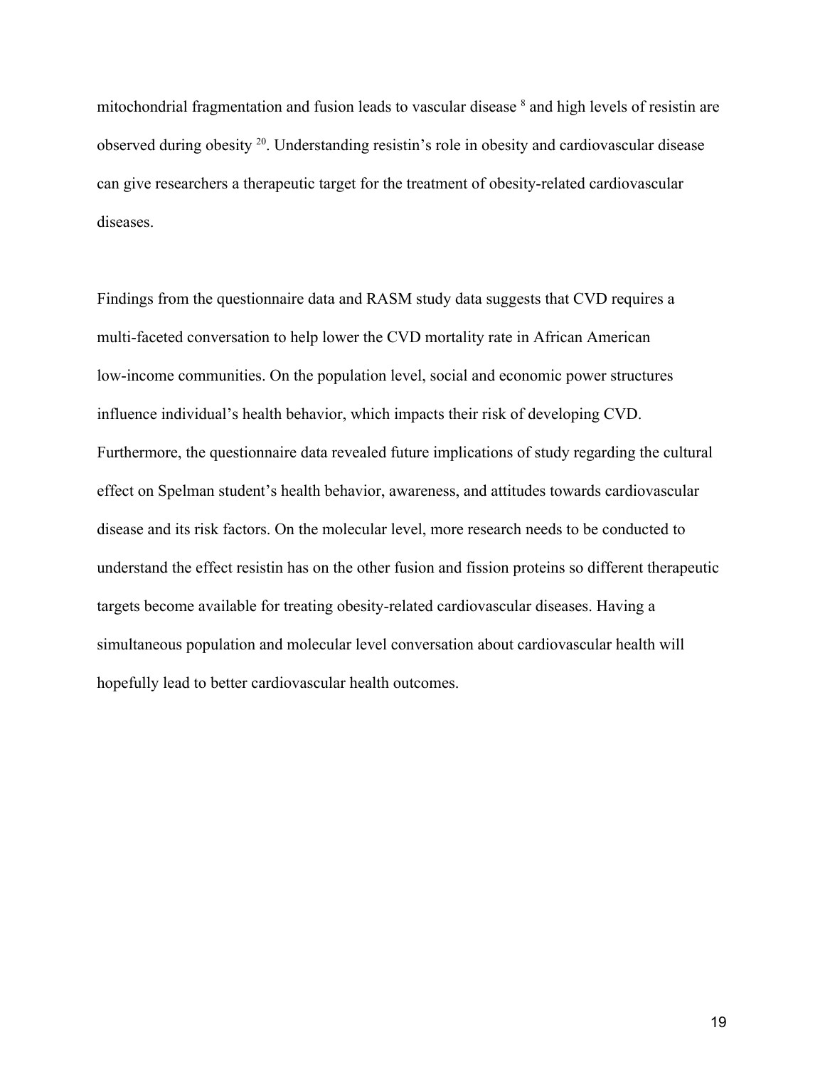mitochondrial fragmentation and fusion leads to vascular disease [8] and high levels of resistin are observed during obesity [20]. Understanding resistin's role in obesity and cardiovascular disease can give researchers a therapeutic target for the treatment of obesity-related cardiovascular diseases.

Findings from the questionnaire data and RASM study data suggests that CVD requires a multi-faceted conversation to help lower the CVD mortality rate in African American low-income communities. On the population level, social and economic power structures influence individual's health behavior, which impacts their risk of developing CVD. Furthermore, the questionnaire data revealed future implications of study regarding the cultural effect on Spelman student's health behavior, awareness, and attitudes towards cardiovascular disease and its risk factors. On the molecular level, more research needs to be conducted to understand the effect resistin has on the other fusion and fission proteins so different therapeutic targets become available for treating obesity-related cardiovascular diseases. Having a simultaneous population and molecular level conversation about cardiovascular health will hopefully lead to better cardiovascular health outcomes.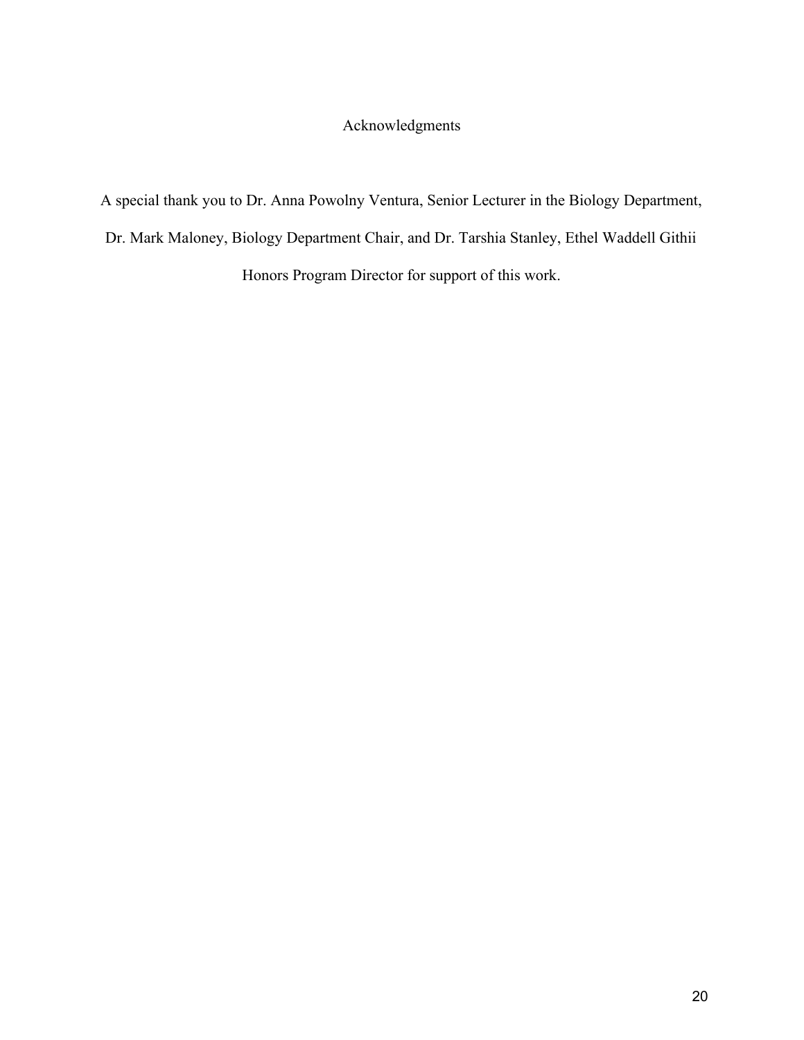# Acknowledgments

A special thank you to Dr. Anna Powolny Ventura, Senior Lecturer in the Biology Department, Dr. Mark Maloney, Biology Department Chair, and Dr. Tarshia Stanley, Ethel Waddell Githii Honors Program Director for support of this work.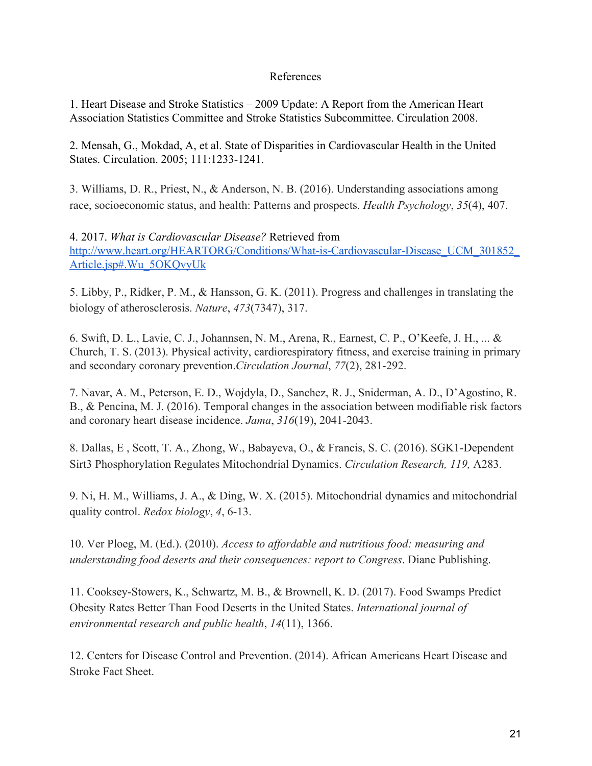# References

1. Heart Disease and Stroke Statistics – 2009 Update: A Report from the American Heart Association Statistics Committee and Stroke Statistics Subcommittee. Circulation 2008.

2. Mensah, G., Mokdad, A, et al. State of Disparities in Cardiovascular Health in the United States. Circulation. 2005; 111:1233-1241.

3. Williams, D. R., Priest, N., & Anderson, N. B. (2016). Understanding associations among race, socioeconomic status, and health: Patterns and prospects. *Health Psychology*, *35*(4), 407.

4. 2017. *What is Cardiovascular Disease?* Retrieved from [http://www.heart.org/HEARTORG/Conditions/What-is-Cardiovascular-Disease_UCM_301852_Article.jsp#.Wu_5OKQvyUk](http://www.heart.org/HEARTORG/Conditions/What-is-Cardiovascular-Disease_UCM_301852_Article.jsp#.Wu_5OKQvyUk)

5. Libby, P., Ridker, P. M., & Hansson, G. K. (2011). Progress and challenges in translating the biology of atherosclerosis. *Nature*, *473*(7347), 317.

6. Swift, D. L., Lavie, C. J., Johannsen, N. M., Arena, R., Earnest, C. P., O'Keefe, J. H., ... & Church, T. S. (2013). Physical activity, cardiorespiratory fitness, and exercise training in primary and secondary coronary prevention.*Circulation Journal*, *77*(2), 281-292.

7. Navar, A. M., Peterson, E. D., Wojdyla, D., Sanchez, R. J., Sniderman, A. D., D'Agostino, R. B., & Pencina, M. J. (2016). Temporal changes in the association between modifiable risk factors and coronary heart disease incidence. *Jama*, *316*(19), 2041-2043.

8. Dallas, E , Scott, T. A., Zhong, W., Babayeva, O., & Francis, S. C. (2016). SGK1-Dependent Sirt3 Phosphorylation Regulates Mitochondrial Dynamics. *Circulation Research, 119,* A283.

9. Ni, H. M., Williams, J. A., & Ding, W. X. (2015). Mitochondrial dynamics and mitochondrial quality control. *Redox biology*, *4*, 6-13.

10. Ver Ploeg, M. (Ed.). (2010). *Access to affordable and nutritious food: measuring and understanding food deserts and their consequences: report to Congress*. Diane Publishing.

11. Cooksey-Stowers, K., Schwartz, M. B., & Brownell, K. D. (2017). Food Swamps Predict Obesity Rates Better Than Food Deserts in the United States. *International journal of environmental research and public health*, *14*(11), 1366.

12. Centers for Disease Control and Prevention. (2014). African Americans Heart Disease and Stroke Fact Sheet.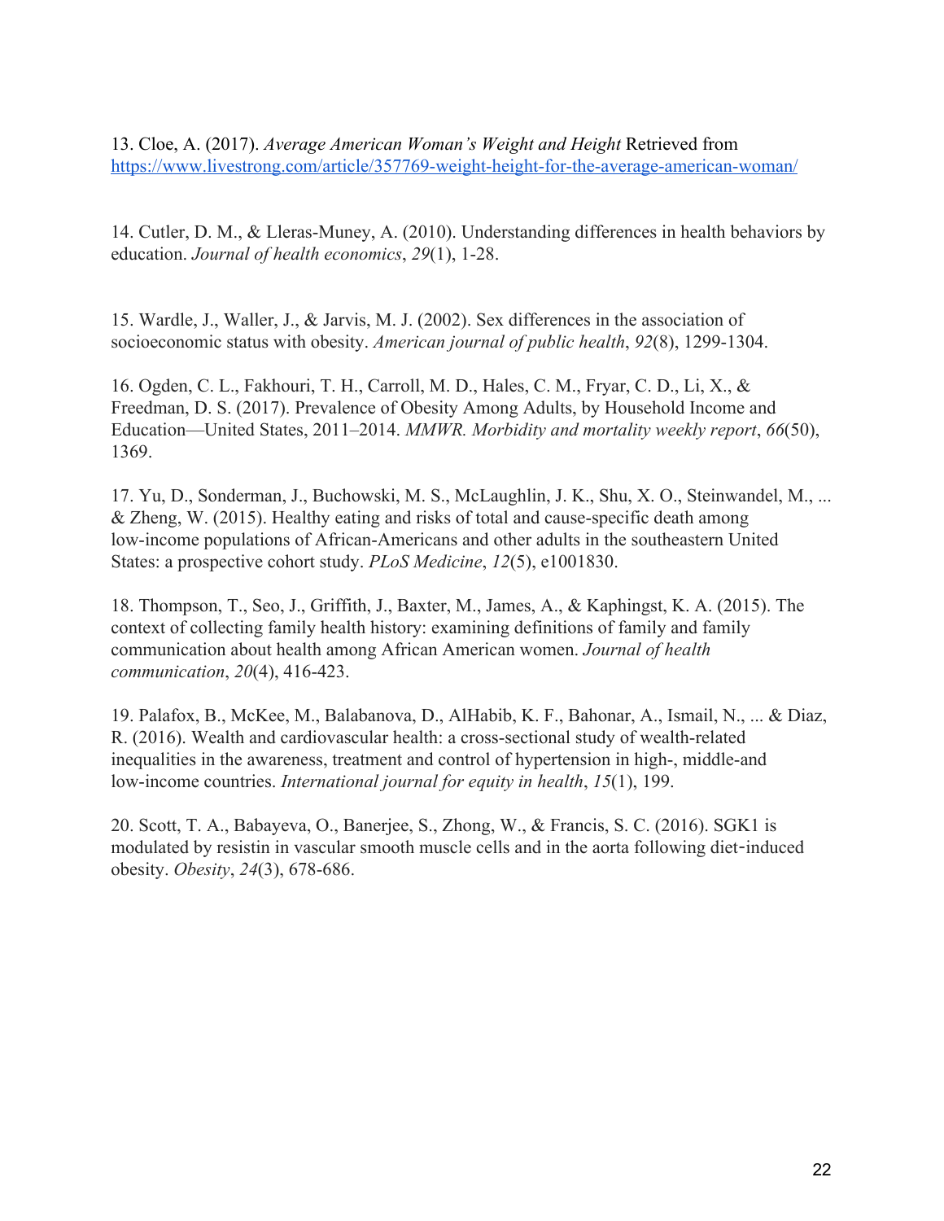13. Cloe, A. (2017). *Average American Woman's Weight and Height* Retrieved from https://www.livestrong.com/article/357769-weight-height-for-the-average-american-woman/

14. Cutler, D. M., & Lleras-Muney, A. (2010). Understanding differences in health behaviors by education. *Journal of health economics*, *29*(1), 1-28.

15. Wardle, J., Waller, J., & Jarvis, M. J. (2002). Sex differences in the association of socioeconomic status with obesity. *American journal of public health*, *92*(8), 1299-1304.

16. Ogden, C. L., Fakhouri, T. H., Carroll, M. D., Hales, C. M., Fryar, C. D., Li, X., & Freedman, D. S. (2017). Prevalence of Obesity Among Adults, by Household Income and Education—United States, 2011–2014. *MMWR. Morbidity and mortality weekly report*, *66*(50), 1369.

17. Yu, D., Sonderman, J., Buchowski, M. S., McLaughlin, J. K., Shu, X. O., Steinwandel, M., ... & Zheng, W. (2015). Healthy eating and risks of total and cause-specific death among low-income populations of African-Americans and other adults in the southeastern United States: a prospective cohort study. *PLoS Medicine*, *12*(5), e1001830.

18. Thompson, T., Seo, J., Griffith, J., Baxter, M., James, A., & Kaphingst, K. A. (2015). The context of collecting family health history: examining definitions of family and family communication about health among African American women. *Journal of health communication*, *20*(4), 416-423.

19. Palafox, B., McKee, M., Balabanova, D., AlHabib, K. F., Bahonar, A., Ismail, N., ... & Diaz, R. (2016). Wealth and cardiovascular health: a cross-sectional study of wealth-related inequalities in the awareness, treatment and control of hypertension in high-, middle-and low-income countries. *International journal for equity in health*, *15*(1), 199.

20. Scott, T. A., Babayeva, O., Banerjee, S., Zhong, W., & Francis, S. C. (2016). SGK1 is modulated by resistin in vascular smooth muscle cells and in the aorta following diet‐induced obesity. *Obesity*, *24*(3), 678-686.